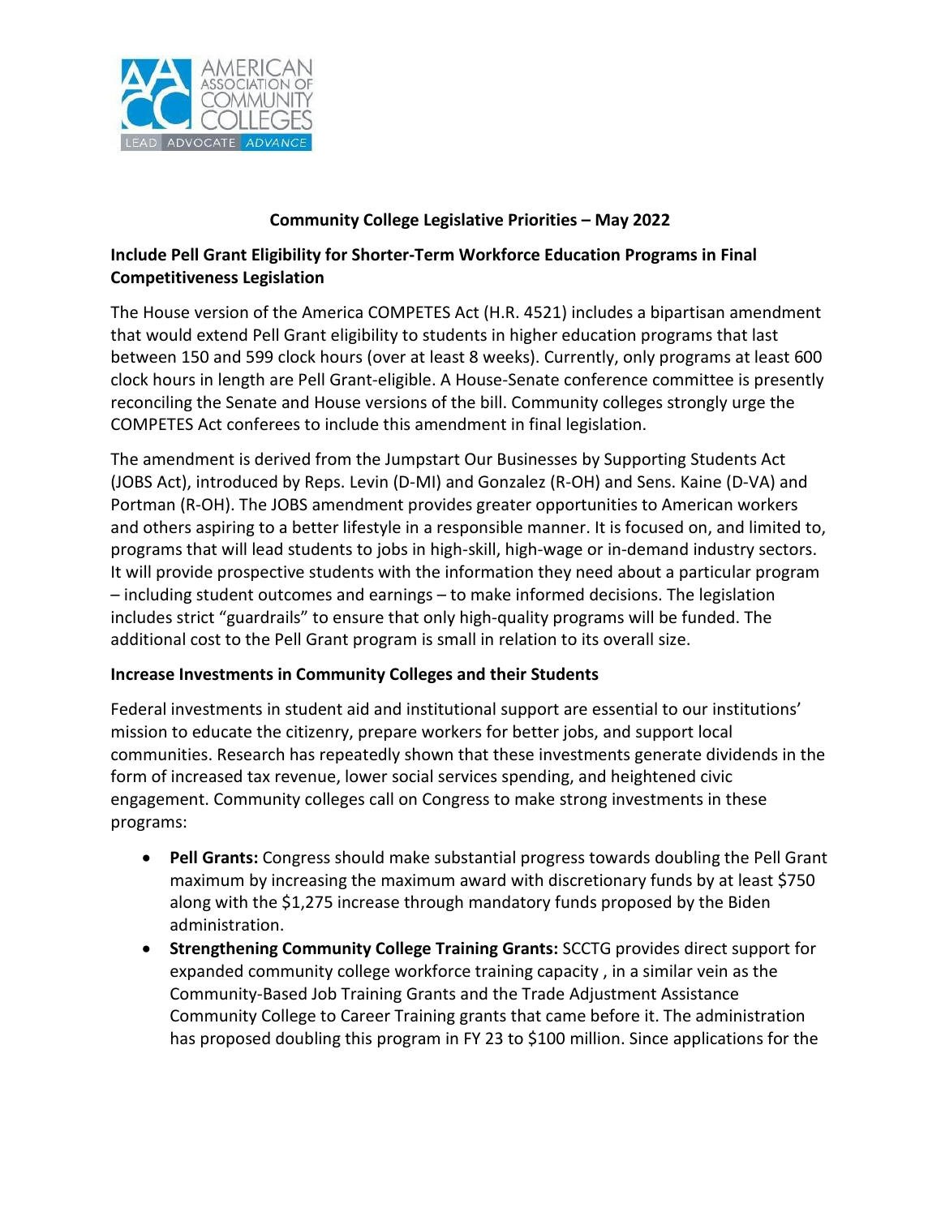## Community College Legislative Priorities – May 2022

### Include Pell Grant Eligibility for Shorter-Term Workforce Education Programs in Final Competitiveness Legislation

The House version of the America COMPETES Act (H.R. 4521) includes a bipartisan amendment that would extend Pell Grant eligibility to students in higher education programs that last between 150 and 599 clock hours (over at least 8 weeks). Currently, only programs at least 600 clock hours in length are Pell Grant-eligible. A House-Senate conference committee is presently reconciling the Senate and House versions of the bill. Community colleges strongly urge the COMPETES Act conferees to include this amendment in final legislation.

The amendment is derived from the Jumpstart Our Businesses by Supporting Students Act (JOBS Act), introduced by Reps. Levin (D-MI) and Gonzalez (R-OH) and Sens. Kaine (D-VA) and Portman (R-OH). The JOBS amendment provides greater opportunities to American workers and others aspiring to a better lifestyle in a responsible manner. It is focused on, and limited to, programs that will lead students to jobs in high-skill, high-wage or in-demand industry sectors. It will provide prospective students with the information they need about a particular program – including student outcomes and earnings – to make informed decisions. The legislation includes strict "guardrails" to ensure that only high-quality programs will be funded. The additional cost to the Pell Grant program is small in relation to its overall size.

### Increase Investments in Community Colleges and their Students

Federal investments in student aid and institutional support are essential to our institutions' mission to educate the citizenry, prepare workers for better jobs, and support local communities. Research has repeatedly shown that these investments generate dividends in the form of increased tax revenue, lower social services spending, and heightened civic engagement. Community colleges call on Congress to make strong investments in these programs:

- **Pell Grants:** Congress should make substantial progress towards doubling the Pell Grant maximum by increasing the maximum award with discretionary funds by at least $750 along with the $1,275 increase through mandatory funds proposed by the Biden administration.
- **Strengthening Community College Training Grants:** SCCTG provides direct support for expanded community college workforce training capacity , in a similar vein as the Community-Based Job Training Grants and the Trade Adjustment Assistance Community College to Career Training grants that came before it. The administration has proposed doubling this program in FY 23 to $100 million. Since applications for the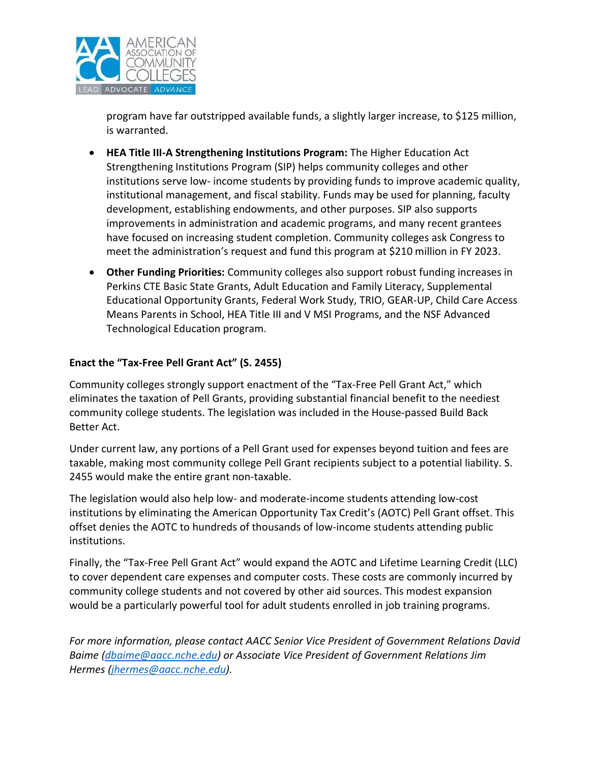program have far outstripped available funds, a slightly larger increase, to $125 million, is warranted.

- **HEA Title III-A Strengthening Institutions Program:** The Higher Education Act Strengthening Institutions Program (SIP) helps community colleges and other institutions serve low- income students by providing funds to improve academic quality, institutional management, and fiscal stability. Funds may be used for planning, faculty development, establishing endowments, and other purposes. SIP also supports improvements in administration and academic programs, and many recent grantees have focused on increasing student completion. Community colleges ask Congress to meet the administration's request and fund this program at $210 million in FY 2023.
- **Other Funding Priorities:** Community colleges also support robust funding increases in Perkins CTE Basic State Grants, Adult Education and Family Literacy, Supplemental Educational Opportunity Grants, Federal Work Study, TRIO, GEAR-UP, Child Care Access Means Parents in School, HEA Title III and V MSI Programs, and the NSF Advanced Technological Education program.

**Enact the "Tax-Free Pell Grant Act" (S. 2455)**

Community colleges strongly support enactment of the "Tax-Free Pell Grant Act," which eliminates the taxation of Pell Grants, providing substantial financial benefit to the neediest community college students. The legislation was included in the House-passed Build Back Better Act.

Under current law, any portions of a Pell Grant used for expenses beyond tuition and fees are taxable, making most community college Pell Grant recipients subject to a potential liability. S. 2455 would make the entire grant non-taxable.

The legislation would also help low- and moderate-income students attending low-cost institutions by eliminating the American Opportunity Tax Credit's (AOTC) Pell Grant offset. This offset denies the AOTC to hundreds of thousands of low-income students attending public institutions.

Finally, the "Tax-Free Pell Grant Act" would expand the AOTC and Lifetime Learning Credit (LLC) to cover dependent care expenses and computer costs. These costs are commonly incurred by community college students and not covered by other aid sources. This modest expansion would be a particularly powerful tool for adult students enrolled in job training programs.

*For more information, please contact AACC Senior Vice President of Government Relations David Baime (dbaime@aacc.nche.edu) or Associate Vice President of Government Relations Jim Hermes (jhermes@aacc.nche.edu).*